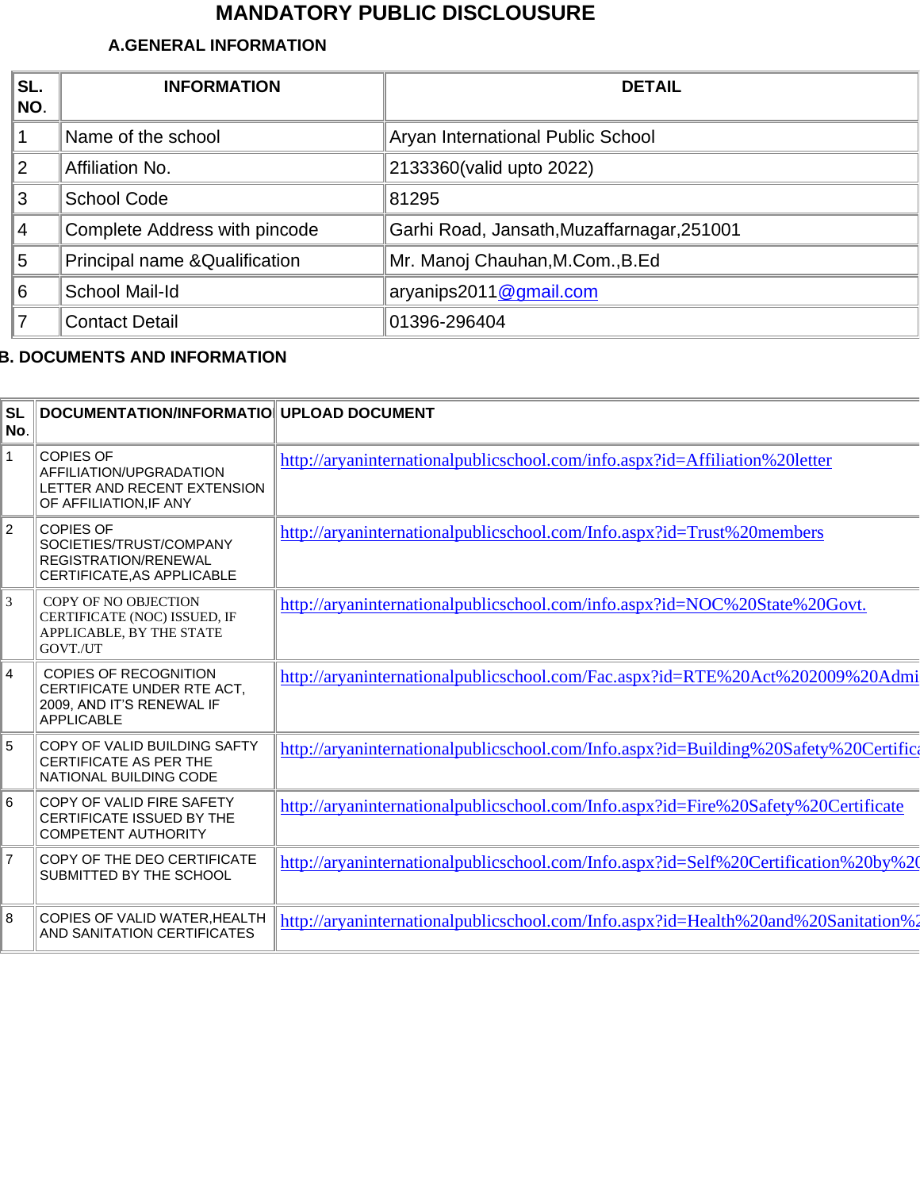# MANDATORY PUBLIC DISCLOUSURE

## A.GENERAL INFORMATION

| SL. NO. | INFORMATION | DETAIL |
|---|---|---|
| 1 | Name of the school | Aryan International Public School |
| 2 | Affiliation No. | 2133360(valid upto 2022) |
| 3 | School Code | 81295 |
| 4 | Complete Address with pincode | Garhi Road, Jansath,Muzaffarnagar,251001 |
| 5 | Principal name &Qualification | Mr. Manoj Chauhan,M.Com.,B.Ed |
| 6 | School Mail-Id | aryanips2011@gmail.com |
| 7 | Contact Detail | 01396-296404 |

## B. DOCUMENTS AND INFORMATION

| SL No. | DOCUMENTATION/INFORMATIO | UPLOAD DOCUMENT |
|---|---|---|
| 1 | COPIES OF AFFILIATION/UPGRADATION LETTER AND RECENT EXTENSION OF AFFILIATION,IF ANY | http://aryaninternationalpublicschool.com/info.aspx?id=Affiliation%20letter |
| 2 | COPIES OF SOCIETIES/TRUST/COMPANY REGISTRATION/RENEWAL CERTIFICATE,AS APPLICABLE | http://aryaninternationalpublicschool.com/Info.aspx?id=Trust%20members |
| 3 | COPY OF NO OBJECTION CERTIFICATE (NOC) ISSUED, IF APPLICABLE, BY THE STATE GOVT./UT | http://aryaninternationalpublicschool.com/info.aspx?id=NOC%20State%20Govt. |
| 4 | COPIES OF RECOGNITION CERTIFICATE UNDER RTE ACT, 2009, AND IT'S RENEWAL IF APPLICABLE | http://aryaninternationalpublicschool.com/Fac.aspx?id=RTE%20Act%202009%20Admi |
| 5 | COPY OF VALID BUILDING SAFTY CERTIFICATE AS PER THE NATIONAL BUILDING CODE | http://aryaninternationalpublicschool.com/Info.aspx?id=Building%20Safety%20Certifica |
| 6 | COPY OF VALID FIRE SAFETY CERTIFICATE ISSUED BY THE COMPETENT AUTHORITY | http://aryaninternationalpublicschool.com/Info.aspx?id=Fire%20Safety%20Certificate |
| 7 | COPY OF THE DEO CERTIFICATE SUBMITTED BY THE SCHOOL | http://aryaninternationalpublicschool.com/Info.aspx?id=Self%20Certification%20by%20 |
| 8 | COPIES OF VALID WATER,HEALTH AND SANITATION CERTIFICATES | http://aryaninternationalpublicschool.com/Info.aspx?id=Health%20and%20Sanitation%2 |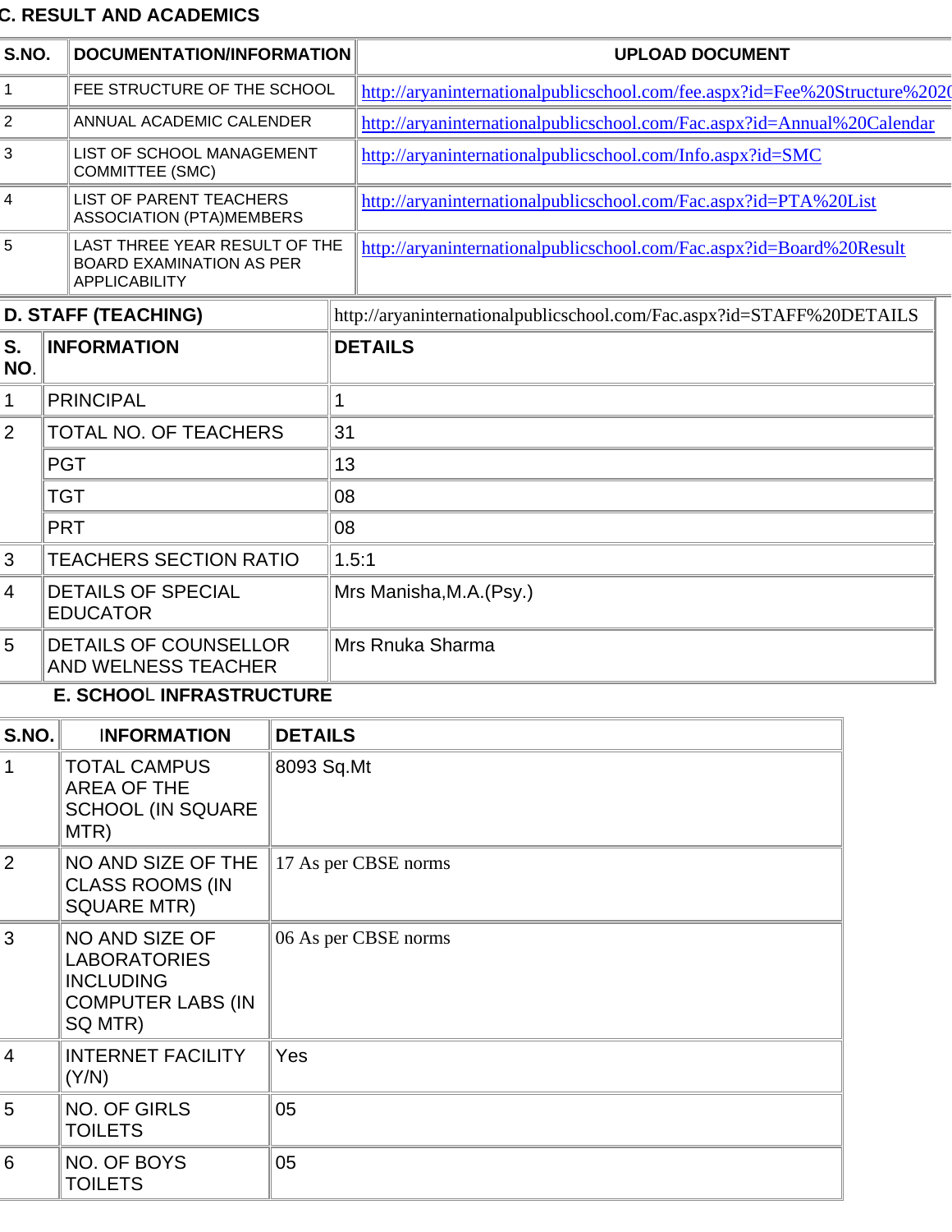## C. RESULT AND ACADEMICS

| S.NO. | DOCUMENTATION/INFORMATION | UPLOAD DOCUMENT |
|---|---|---|
| 1 | FEE STRUCTURE OF THE SCHOOL | http://aryaninternationalpublicschool.com/fee.aspx?id=Fee%20Structure%202 |
| 2 | ANNUAL ACADEMIC CALENDER | http://aryaninternationalpublicschool.com/Fac.aspx?id=Annual%20Calendar |
| 3 | LIST OF SCHOOL MANAGEMENT COMMITTEE (SMC) | http://aryaninternationalpublicschool.com/Info.aspx?id=SMC |
| 4 | LIST OF PARENT TEACHERS ASSOCIATION (PTA)MEMBERS | http://aryaninternationalpublicschool.com/Fac.aspx?id=PTA%20List |
| 5 | LAST THREE YEAR RESULT OF THE BOARD EXAMINATION AS PER APPLICABILITY | http://aryaninternationalpublicschool.com/Fac.aspx?id=Board%20Result |

## D. STAFF (TEACHING)

http://aryaninternationalpublicschool.com/Fac.aspx?id=STAFF%20DETAILS

| S. NO. | INFORMATION | DETAILS |
|---|---|---|
| 1 | PRINCIPAL | 1 |
| 2 | TOTAL NO. OF TEACHERS | 31 |
| | PGT | 13 |
| | TGT | 08 |
| | PRT | 08 |
| 3 | TEACHERS SECTION RATIO | 1.5:1 |
| 4 | DETAILS OF SPECIAL EDUCATOR | Mrs Manisha,M.A.(Psy.) |
| 5 | DETAILS OF COUNSELLOR AND WELNESS TEACHER | Mrs Rnuka Sharma |

## E. SCHOOL INFRASTRUCTURE

| S.NO. | INFORMATION | DETAILS |
|---|---|---|
| 1 | TOTAL CAMPUS AREA OF THE SCHOOL (IN SQUARE MTR) | 8093 Sq.Mt |
| 2 | NO AND SIZE OF THE CLASS ROOMS (IN SQUARE MTR) | 17 As per CBSE norms |
| 3 | NO AND SIZE OF LABORATORIES INCLUDING COMPUTER LABS (IN SQ MTR) | 06 As per CBSE norms |
| 4 | INTERNET FACILITY (Y/N) | Yes |
| 5 | NO. OF GIRLS TOILETS | 05 |
| 6 | NO. OF BOYS TOILETS | 05 |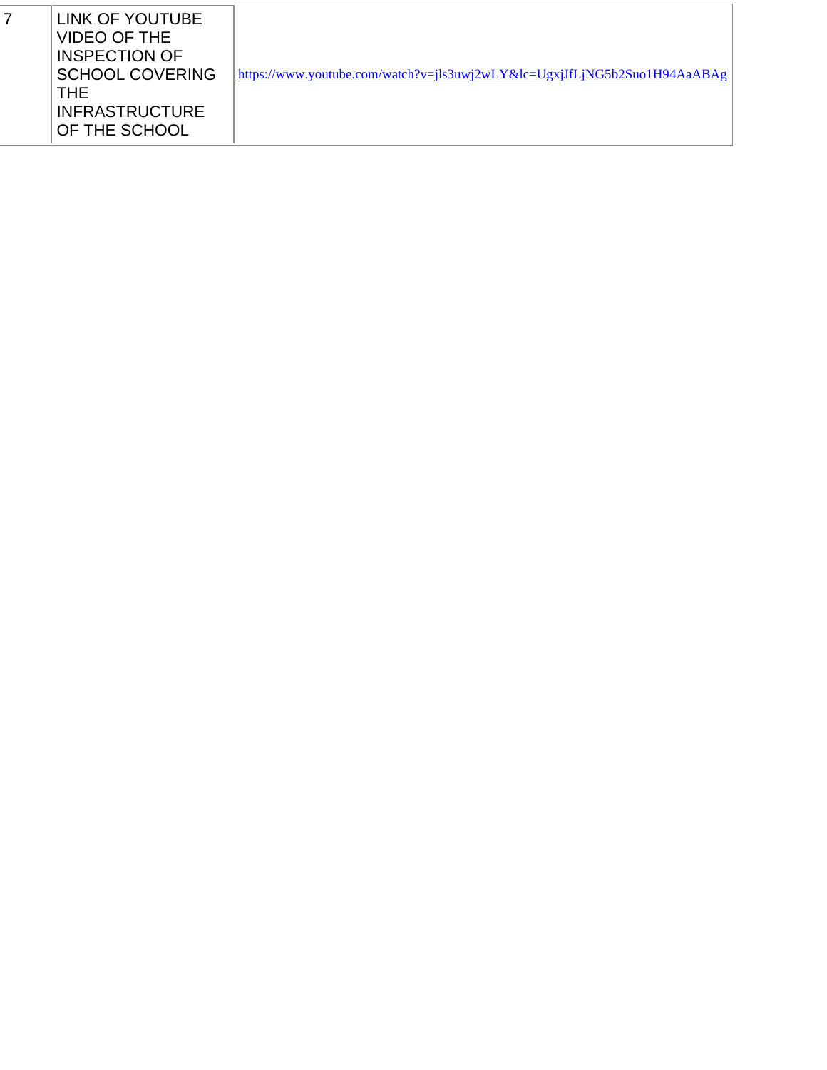| | | |
|---|---|---|
| 7 | LINK OF YOUTUBE VIDEO OF THE INSPECTION OF SCHOOL COVERING THE INFRASTRUCTURE OF THE SCHOOL | https://www.youtube.com/watch?v=jls3uwj2wLY&lc=UgxjJfLjNG5b2Suo1H94AaABAg |